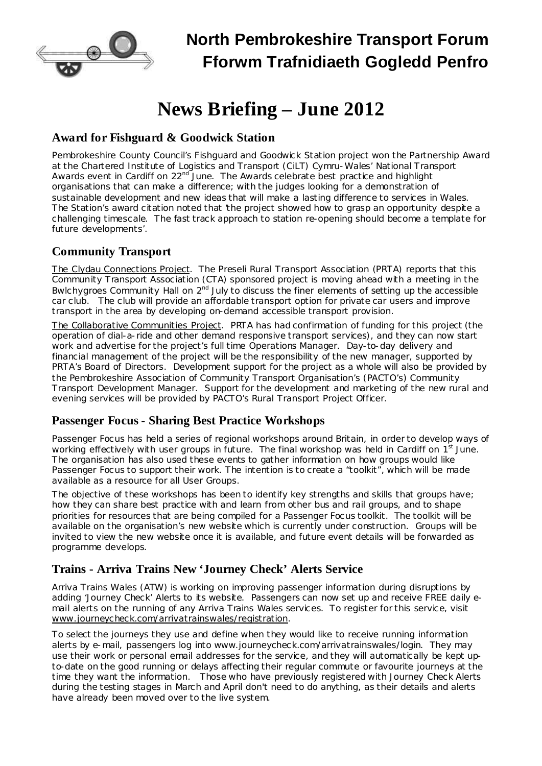# North Pembrokeshire Transport Forum
# Fforwm Trafnidiaeth Gogledd Penfro

# News Briefing – June 2012

## Award for Fishguard & Goodwick Station

Pembrokeshire County Council's Fishguard and Goodwick Station project won the Partnership Award at the Chartered Institute of Logistics and Transport (CiLT) Cymru-Wales' National Transport Awards event in Cardiff on 22nd June. The Awards celebrate best practice and highlight organisations that can make a difference; with the judges looking for a demonstration of sustainable development and new ideas that will make a lasting difference to services in Wales. The Station's award citation noted that 'the project showed how to grasp an opportunity despite a challenging timescale. The fast track approach to station re-opening should become a template for future developments'.

## Community Transport

The Clydau Connections Project. The Preseli Rural Transport Association (PRTA) reports that this Community Transport Association (CTA) sponsored project is moving ahead with a meeting in the Bwlchygroes Community Hall on 2nd July to discuss the finer elements of setting up the accessible car club. The club will provide an affordable transport option for private car users and improve transport in the area by developing on-demand accessible transport provision.

The Collaborative Communities Project. PRTA has had confirmation of funding for this project (the operation of dial-a-ride and other demand responsive transport services), and they can now start work and advertise for the project's full time Operations Manager. Day-to-day delivery and financial management of the project will be the responsibility of the new manager, supported by PRTA's Board of Directors. Development support for the project as a whole will also be provided by the Pembrokeshire Association of Community Transport Organisation's (PACTO's) Community Transport Development Manager. Support for the development and marketing of the new rural and evening services will be provided by PACTO's Rural Transport Project Officer.

## Passenger Focus - Sharing Best Practice Workshops

Passenger Focus has held a series of regional workshops around Britain, in order to develop ways of working effectively with user groups in future. The final workshop was held in Cardiff on 1st June. The organisation has also used these events to gather information on how groups would like Passenger Focus to support their work. The intention is to create a "toolkit", which will be made available as a resource for all User Groups.

The objective of these workshops has been to identify key strengths and skills that groups have; how they can share best practice with and learn from other bus and rail groups, and to shape priorities for resources that are being compiled for a Passenger Focus toolkit. The toolkit will be available on the organisation's new website which is currently under construction. Groups will be invited to view the new website once it is available, and future event details will be forwarded as programme develops.

## Trains - Arriva Trains New 'Journey Check' Alerts Service

Arriva Trains Wales (ATW) is working on improving passenger information during disruptions by adding 'Journey Check' Alerts to its website. Passengers can now set up and receive FREE daily e-mail alerts on the running of any Arriva Trains Wales services. To register for this service, visit www.journeycheck.com/arrivatrainswales/registration.

To select the journeys they use and define when they would like to receive running information alerts by e-mail, passengers log into www.journeycheck.com/arrivatrainswales/login. They may use their work or personal email addresses for the service, and they will automatically be kept up-to-date on the good running or delays affecting their regular commute or favourite journeys at the time they want the information. Those who have previously registered with Journey Check Alerts during the testing stages in March and April don't need to do anything, as their details and alerts have already been moved over to the live system.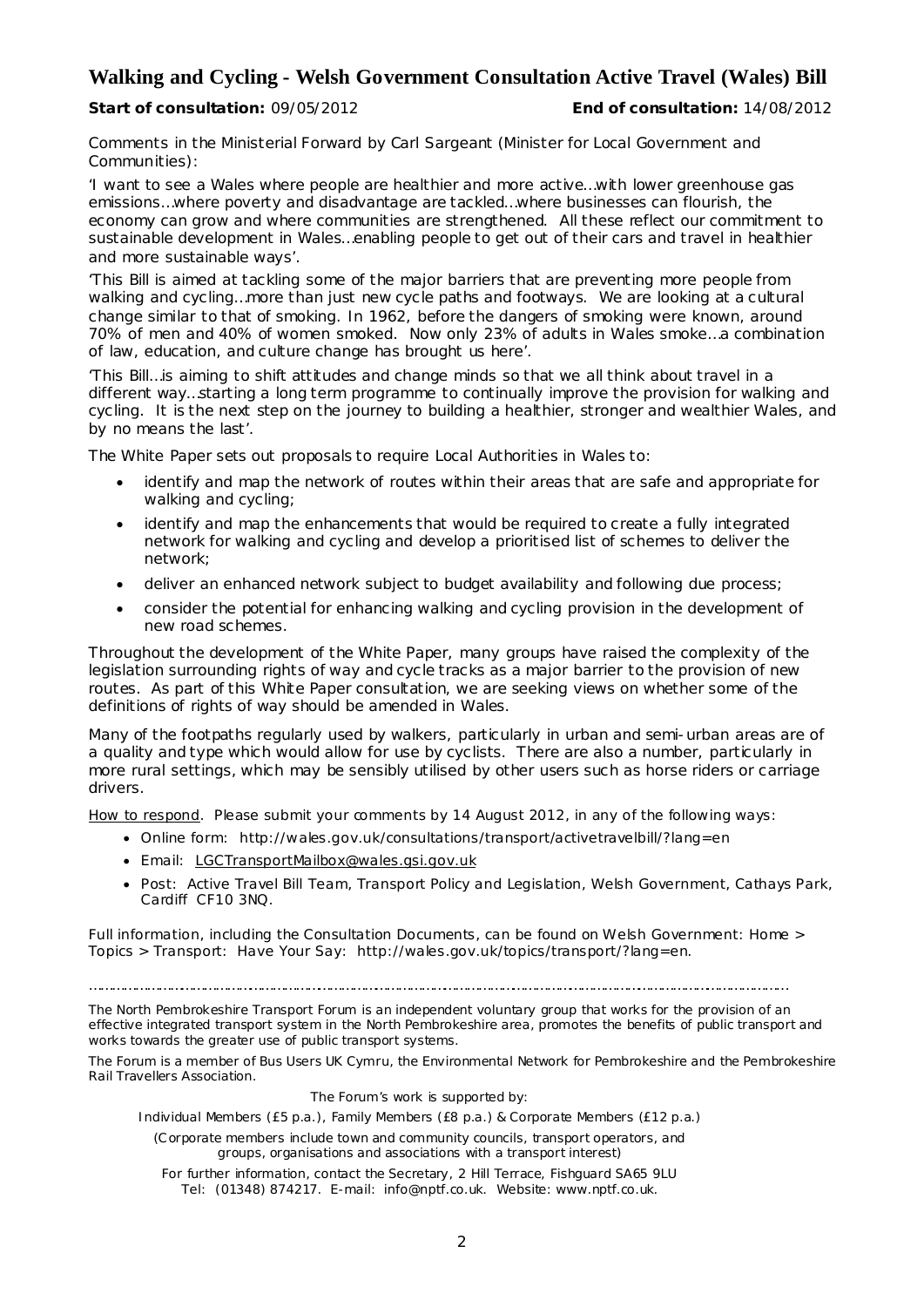## Walking and Cycling - Welsh Government Consultation Active Travel (Wales) Bill

**Start of consultation:** 09/05/2012 **End of consultation:** 14/08/2012

Comments in the Ministerial Forward by Carl Sargeant (Minister for Local Government and Communities):

'I want to see a Wales where people are healthier and more active…with lower greenhouse gas emissions…where poverty and disadvantage are tackled…where businesses can flourish, the economy can grow and where communities are strengthened. All these reflect our commitment to sustainable development in Wales…enabling people to get out of their cars and travel in healthier and more sustainable ways'.

'This Bill is aimed at tackling some of the major barriers that are preventing more people from walking and cycling…more than just new cycle paths and footways. We are looking at a cultural change similar to that of smoking. In 1962, before the dangers of smoking were known, around 70% of men and 40% of women smoked. Now only 23% of adults in Wales smoke…a combination of law, education, and culture change has brought us here'.

'This Bill…is aiming to shift attitudes and change minds so that we all think about travel in a different way…starting a long term programme to continually improve the provision for walking and cycling. It is the next step on the journey to building a healthier, stronger and wealthier Wales, and by no means the last'.

The White Paper sets out proposals to require Local Authorities in Wales to:

- identify and map the network of routes within their areas that are safe and appropriate for walking and cycling;
- identify and map the enhancements that would be required to create a fully integrated network for walking and cycling and develop a prioritised list of schemes to deliver the network;
- deliver an enhanced network subject to budget availability and following due process;
- consider the potential for enhancing walking and cycling provision in the development of new road schemes.

Throughout the development of the White Paper, many groups have raised the complexity of the legislation surrounding rights of way and cycle tracks as a major barrier to the provision of new routes. As part of this White Paper consultation, we are seeking views on whether some of the definitions of rights of way should be amended in Wales.

Many of the footpaths regularly used by walkers, particularly in urban and semi-urban areas are of a quality and type which would allow for use by cyclists. There are also a number, particularly in more rural settings, which may be sensibly utilised by other users such as horse riders or carriage drivers.

How to respond. Please submit your comments by 14 August 2012, in any of the following ways:

- Online form: http://wales.gov.uk/consultations/transport/activetravelbill/?lang=en
- Email: LGCTransportMailbox@wales.gsi.gov.uk
- Post: Active Travel Bill Team, Transport Policy and Legislation, Welsh Government, Cathays Park, Cardiff CF10 3NQ.

Full information, including the Consultation Documents, can be found on Welsh Government: Home > Topics > Transport: Have Your Say: http://wales.gov.uk/topics/transport/?lang=en.

---

*The North Pembrokeshire Transport Forum is an independent voluntary group that works for the provision of an effective integrated transport system in the North Pembrokeshire area, promotes the benefits of public transport and works towards the greater use of public transport systems.*

*The Forum is a member of Bus Users UK Cymru, the Environmental Network for Pembrokeshire and the Pembrokeshire Rail Travellers Association.*

*The Forum's work is supported by:*

*Individual Members (£5 p.a.), Family Members (£8 p.a.) & Corporate Members (£12 p.a.)*

*(Corporate members include town and community councils, transport operators, and groups, organisations and associations with a transport interest)*

*For further information, contact the Secretary, 2 Hill Terrace, Fishguard SA65 9LU*
*Tel: (01348) 874217. E-mail: info@nptf.co.uk. Website: www.nptf.co.uk.*